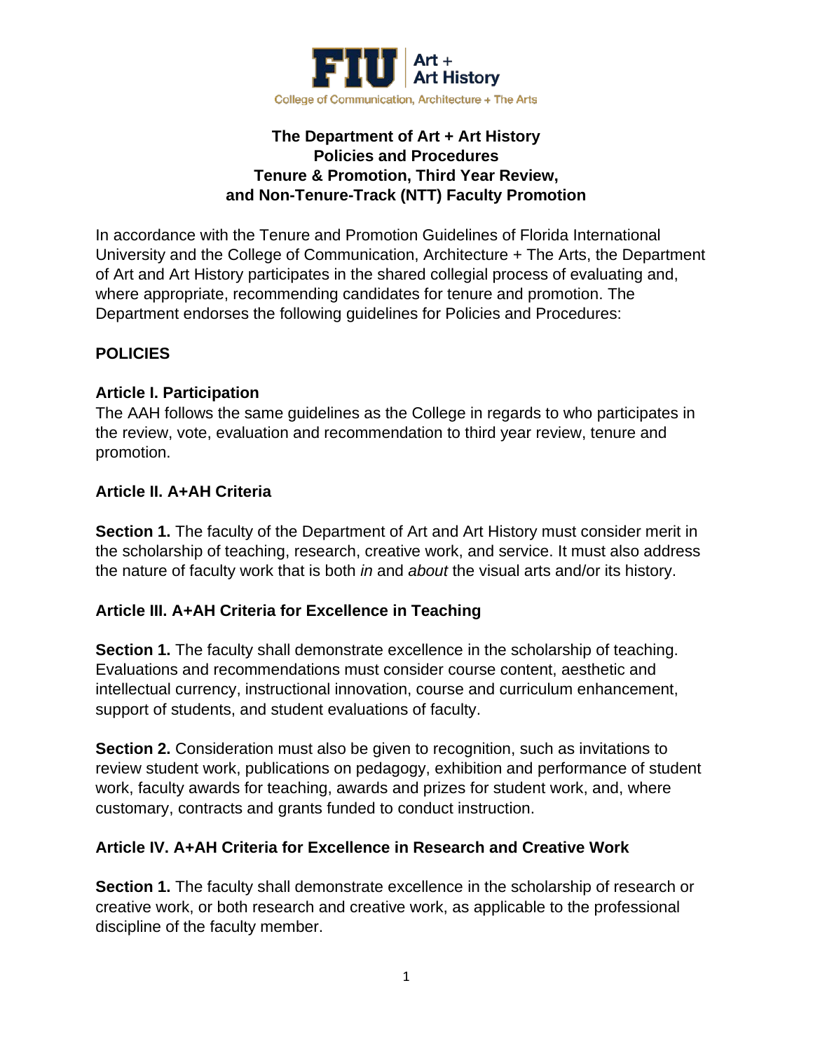FIU | Art + Art History

College of Communication, Architecture + The Arts

# The Department of Art + Art History Policies and Procedures Tenure & Promotion, Third Year Review, and Non-Tenure-Track (NTT) Faculty Promotion

In accordance with the Tenure and Promotion Guidelines of Florida International University and the College of Communication, Architecture + The Arts, the Department of Art and Art History participates in the shared collegial process of evaluating and, where appropriate, recommending candidates for tenure and promotion. The Department endorses the following guidelines for Policies and Procedures:

## POLICIES

### Article I. Participation

The AAH follows the same guidelines as the College in regards to who participates in the review, vote, evaluation and recommendation to third year review, tenure and promotion.

### Article II. A+AH Criteria

**Section 1.** The faculty of the Department of Art and Art History must consider merit in the scholarship of teaching, research, creative work, and service. It must also address the nature of faculty work that is both *in* and *about* the visual arts and/or its history.

### Article III. A+AH Criteria for Excellence in Teaching

**Section 1.** The faculty shall demonstrate excellence in the scholarship of teaching. Evaluations and recommendations must consider course content, aesthetic and intellectual currency, instructional innovation, course and curriculum enhancement, support of students, and student evaluations of faculty.

**Section 2.** Consideration must also be given to recognition, such as invitations to review student work, publications on pedagogy, exhibition and performance of student work, faculty awards for teaching, awards and prizes for student work, and, where customary, contracts and grants funded to conduct instruction.

### Article IV. A+AH Criteria for Excellence in Research and Creative Work

**Section 1.** The faculty shall demonstrate excellence in the scholarship of research or creative work, or both research and creative work, as applicable to the professional discipline of the faculty member.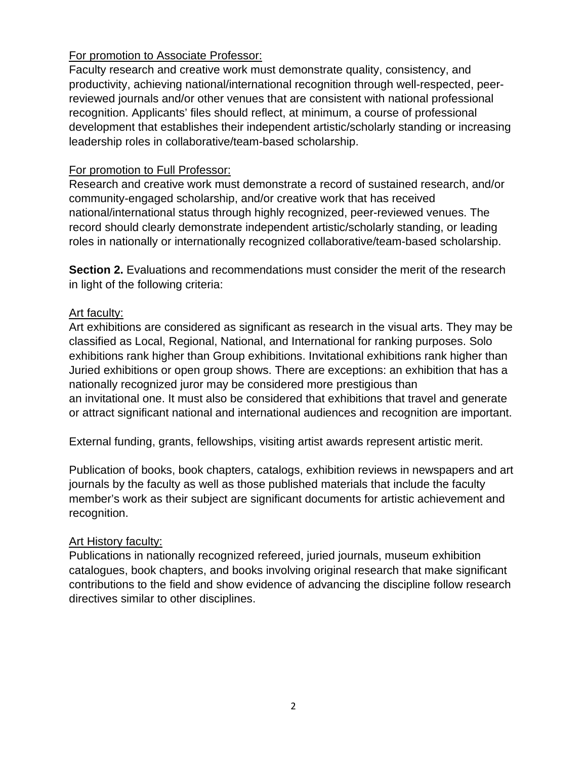<u>For promotion to Associate Professor:</u>
Faculty research and creative work must demonstrate quality, consistency, and productivity, achieving national/international recognition through well-respected, peer-reviewed journals and/or other venues that are consistent with national professional recognition. Applicants' files should reflect, at minimum, a course of professional development that establishes their independent artistic/scholarly standing or increasing leadership roles in collaborative/team-based scholarship.

<u>For promotion to Full Professor:</u>
Research and creative work must demonstrate a record of sustained research, and/or community-engaged scholarship, and/or creative work that has received national/international status through highly recognized, peer-reviewed venues. The record should clearly demonstrate independent artistic/scholarly standing, or leading roles in nationally or internationally recognized collaborative/team-based scholarship.

**Section 2.** Evaluations and recommendations must consider the merit of the research in light of the following criteria:

<u>Art faculty:</u>
Art exhibitions are considered as significant as research in the visual arts. They may be classified as Local, Regional, National, and International for ranking purposes. Solo exhibitions rank higher than Group exhibitions. Invitational exhibitions rank higher than Juried exhibitions or open group shows. There are exceptions: an exhibition that has a nationally recognized juror may be considered more prestigious than an invitational one. It must also be considered that exhibitions that travel and generate or attract significant national and international audiences and recognition are important.

External funding, grants, fellowships, visiting artist awards represent artistic merit.

Publication of books, book chapters, catalogs, exhibition reviews in newspapers and art journals by the faculty as well as those published materials that include the faculty member's work as their subject are significant documents for artistic achievement and recognition.

<u>Art History faculty:</u>
Publications in nationally recognized refereed, juried journals, museum exhibition catalogues, book chapters, and books involving original research that make significant contributions to the field and show evidence of advancing the discipline follow research directives similar to other disciplines.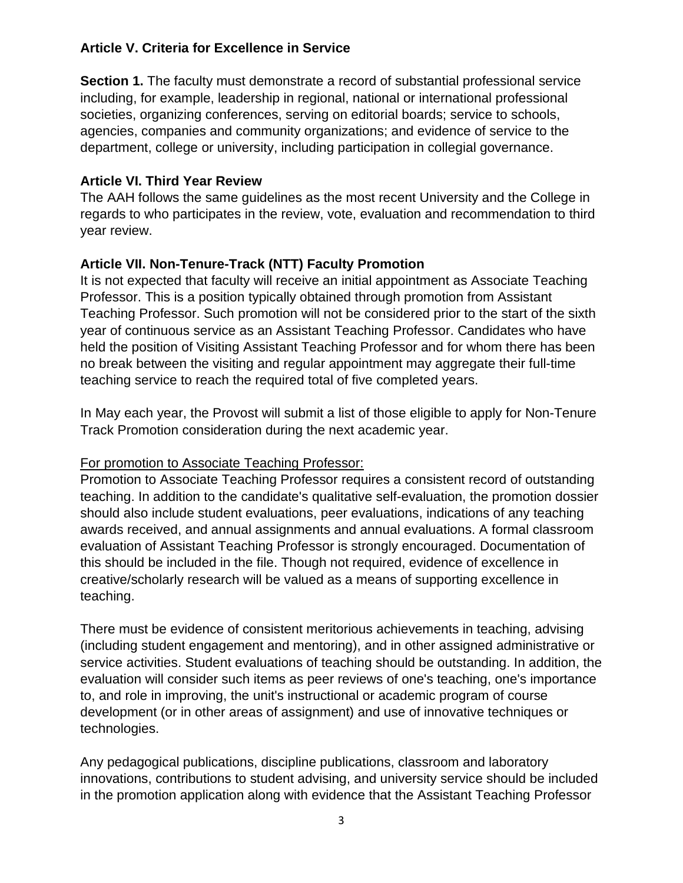### Article V. Criteria for Excellence in Service

**Section 1.** The faculty must demonstrate a record of substantial professional service including, for example, leadership in regional, national or international professional societies, organizing conferences, serving on editorial boards; service to schools, agencies, companies and community organizations; and evidence of service to the department, college or university, including participation in collegial governance.

### Article VI. Third Year Review

The AAH follows the same guidelines as the most recent University and the College in regards to who participates in the review, vote, evaluation and recommendation to third year review.

### Article VII. Non-Tenure-Track (NTT) Faculty Promotion

It is not expected that faculty will receive an initial appointment as Associate Teaching Professor. This is a position typically obtained through promotion from Assistant Teaching Professor. Such promotion will not be considered prior to the start of the sixth year of continuous service as an Assistant Teaching Professor. Candidates who have held the position of Visiting Assistant Teaching Professor and for whom there has been no break between the visiting and regular appointment may aggregate their full-time teaching service to reach the required total of five completed years.

In May each year, the Provost will submit a list of those eligible to apply for Non-Tenure Track Promotion consideration during the next academic year.

<u>For promotion to Associate Teaching Professor:</u>

Promotion to Associate Teaching Professor requires a consistent record of outstanding teaching. In addition to the candidate's qualitative self-evaluation, the promotion dossier should also include student evaluations, peer evaluations, indications of any teaching awards received, and annual assignments and annual evaluations. A formal classroom evaluation of Assistant Teaching Professor is strongly encouraged. Documentation of this should be included in the file. Though not required, evidence of excellence in creative/scholarly research will be valued as a means of supporting excellence in teaching.

There must be evidence of consistent meritorious achievements in teaching, advising (including student engagement and mentoring), and in other assigned administrative or service activities. Student evaluations of teaching should be outstanding. In addition, the evaluation will consider such items as peer reviews of one's teaching, one's importance to, and role in improving, the unit's instructional or academic program of course development (or in other areas of assignment) and use of innovative techniques or technologies.

Any pedagogical publications, discipline publications, classroom and laboratory innovations, contributions to student advising, and university service should be included in the promotion application along with evidence that the Assistant Teaching Professor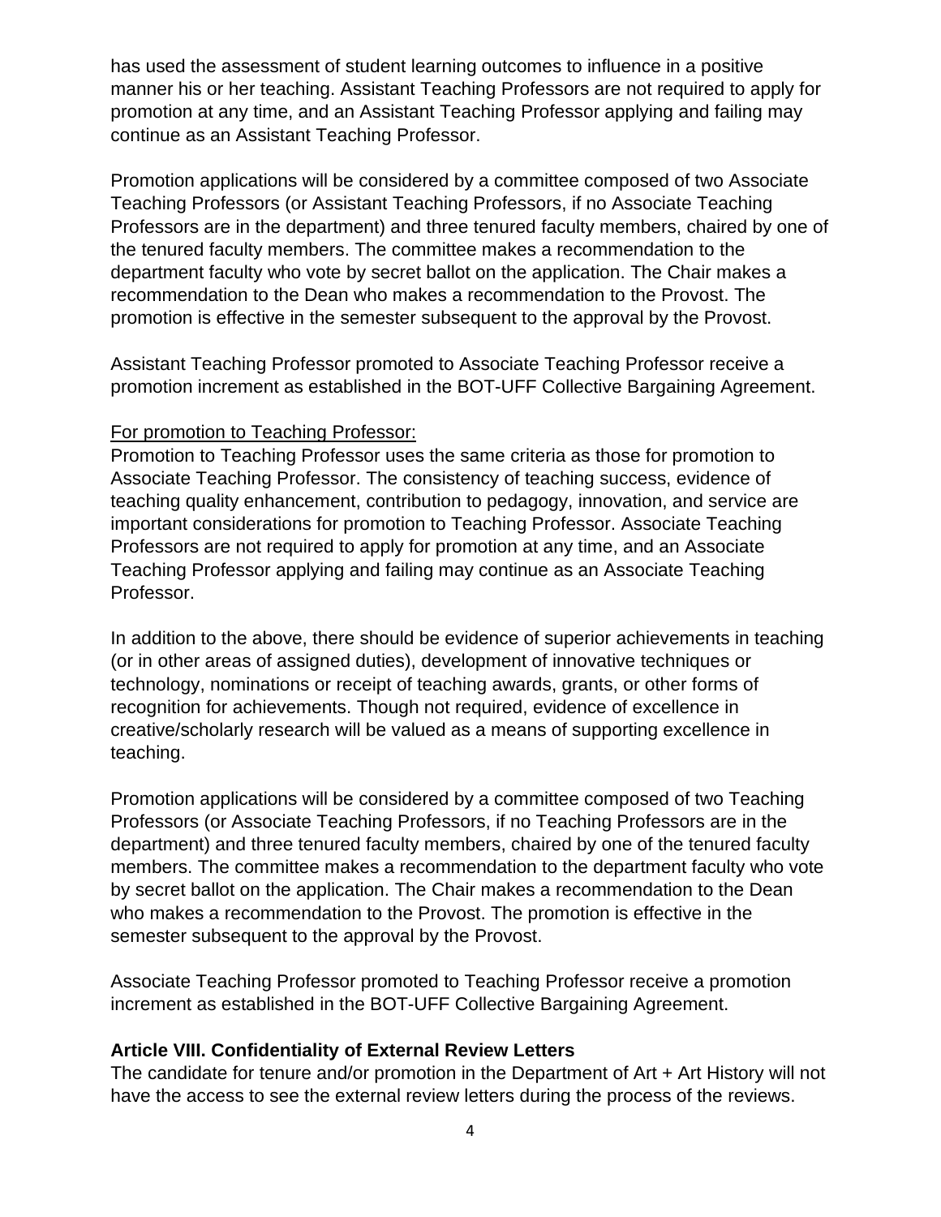has used the assessment of student learning outcomes to influence in a positive manner his or her teaching. Assistant Teaching Professors are not required to apply for promotion at any time, and an Assistant Teaching Professor applying and failing may continue as an Assistant Teaching Professor.

Promotion applications will be considered by a committee composed of two Associate Teaching Professors (or Assistant Teaching Professors, if no Associate Teaching Professors are in the department) and three tenured faculty members, chaired by one of the tenured faculty members. The committee makes a recommendation to the department faculty who vote by secret ballot on the application. The Chair makes a recommendation to the Dean who makes a recommendation to the Provost. The promotion is effective in the semester subsequent to the approval by the Provost.

Assistant Teaching Professor promoted to Associate Teaching Professor receive a promotion increment as established in the BOT-UFF Collective Bargaining Agreement.

<u>For promotion to Teaching Professor:</u>
Promotion to Teaching Professor uses the same criteria as those for promotion to Associate Teaching Professor. The consistency of teaching success, evidence of teaching quality enhancement, contribution to pedagogy, innovation, and service are important considerations for promotion to Teaching Professor. Associate Teaching Professors are not required to apply for promotion at any time, and an Associate Teaching Professor applying and failing may continue as an Associate Teaching Professor.

In addition to the above, there should be evidence of superior achievements in teaching (or in other areas of assigned duties), development of innovative techniques or technology, nominations or receipt of teaching awards, grants, or other forms of recognition for achievements. Though not required, evidence of excellence in creative/scholarly research will be valued as a means of supporting excellence in teaching.

Promotion applications will be considered by a committee composed of two Teaching Professors (or Associate Teaching Professors, if no Teaching Professors are in the department) and three tenured faculty members, chaired by one of the tenured faculty members. The committee makes a recommendation to the department faculty who vote by secret ballot on the application. The Chair makes a recommendation to the Dean who makes a recommendation to the Provost. The promotion is effective in the semester subsequent to the approval by the Provost.

Associate Teaching Professor promoted to Teaching Professor receive a promotion increment as established in the BOT-UFF Collective Bargaining Agreement.

**Article VIII. Confidentiality of External Review Letters**
The candidate for tenure and/or promotion in the Department of Art + Art History will not have the access to see the external review letters during the process of the reviews.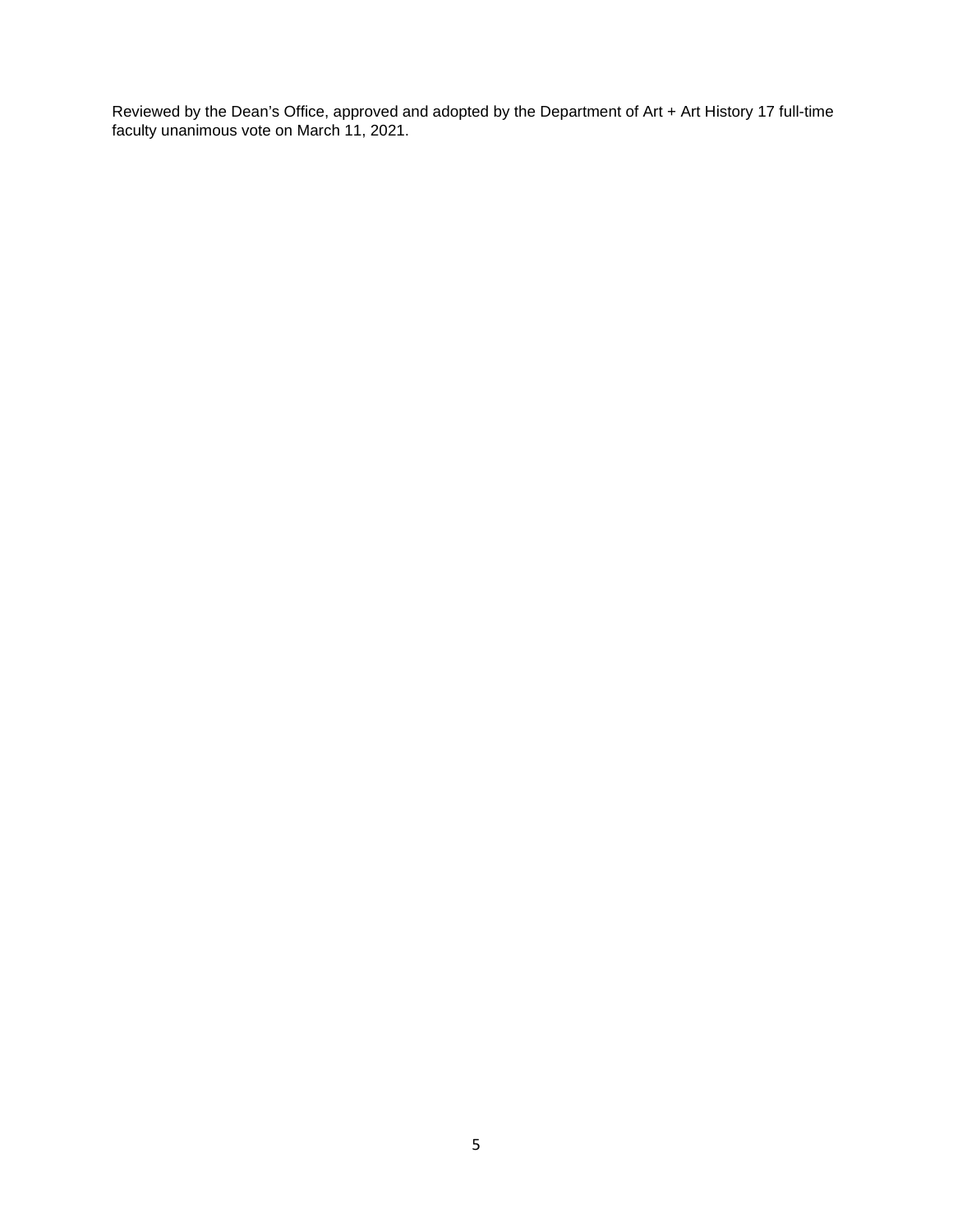Reviewed by the Dean's Office, approved and adopted by the Department of Art + Art History 17 full-time faculty unanimous vote on March 11, 2021.